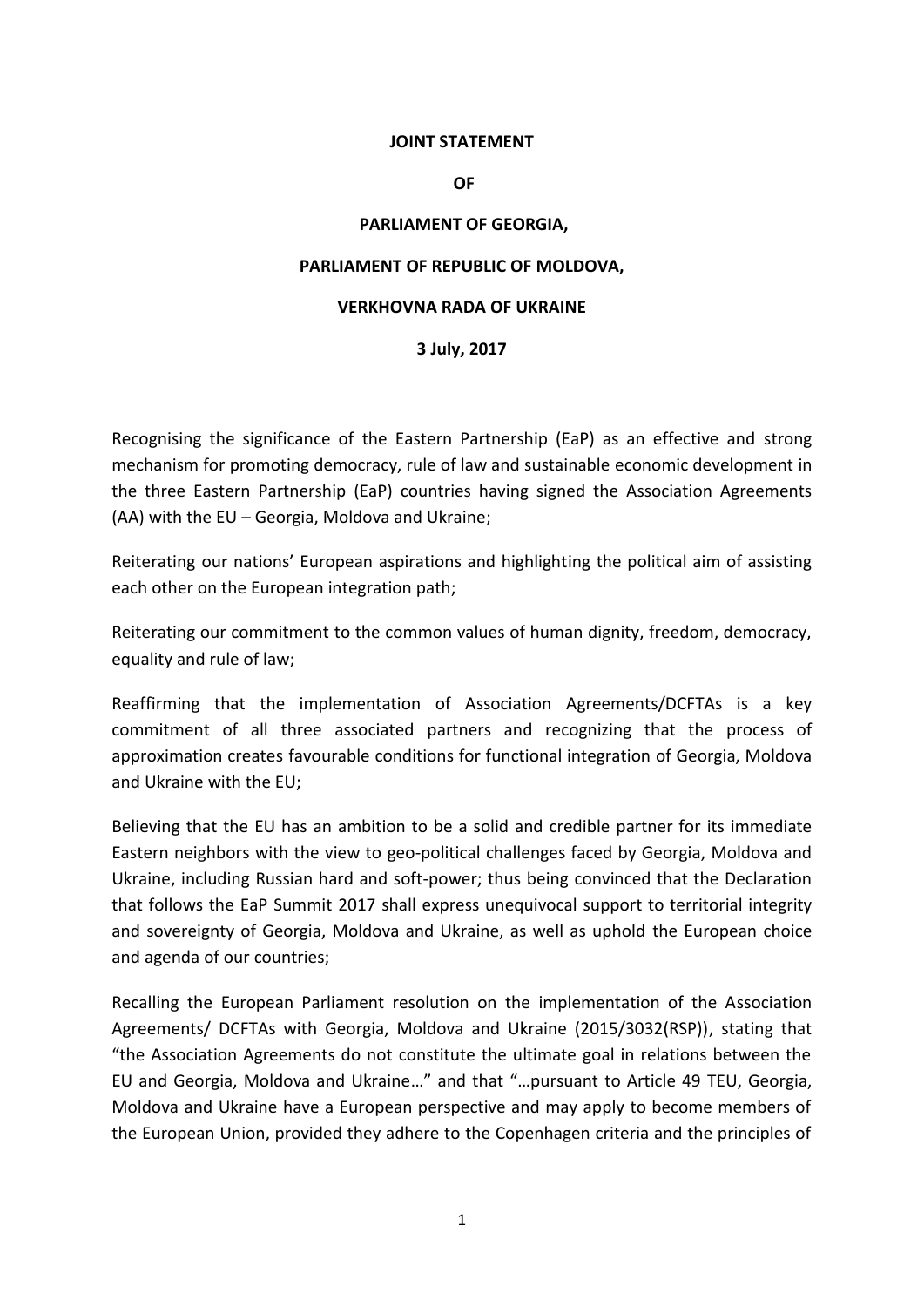**JOINT STATEMENT**

**OF**

**PARLIAMENT OF GEORGIA,**

**PARLIAMENT OF REPUBLIC OF MOLDOVA,**

**VERKHOVNA RADA OF UKRAINE**

**3 July, 2017**

Recognising the significance of the Eastern Partnership (EaP) as an effective and strong mechanism for promoting democracy, rule of law and sustainable economic development in the three Eastern Partnership (EaP) countries having signed the Association Agreements (AA) with the EU – Georgia, Moldova and Ukraine;

Reiterating our nations' European aspirations and highlighting the political aim of assisting each other on the European integration path;

Reiterating our commitment to the common values of human dignity, freedom, democracy, equality and rule of law;

Reaffirming that the implementation of Association Agreements/DCFTAs is a key commitment of all three associated partners and recognizing that the process of approximation creates favourable conditions for functional integration of Georgia, Moldova and Ukraine with the EU;

Believing that the EU has an ambition to be a solid and credible partner for its immediate Eastern neighbors with the view to geo-political challenges faced by Georgia, Moldova and Ukraine, including Russian hard and soft-power; thus being convinced that the Declaration that follows the EaP Summit 2017 shall express unequivocal support to territorial integrity and sovereignty of Georgia, Moldova and Ukraine, as well as uphold the European choice and agenda of our countries;

Recalling the European Parliament resolution on the implementation of the Association Agreements/ DCFTAs with Georgia, Moldova and Ukraine (2015/3032(RSP)), stating that "the Association Agreements do not constitute the ultimate goal in relations between the EU and Georgia, Moldova and Ukraine…" and that "…pursuant to Article 49 TEU, Georgia, Moldova and Ukraine have a European perspective and may apply to become members of the European Union, provided they adhere to the Copenhagen criteria and the principles of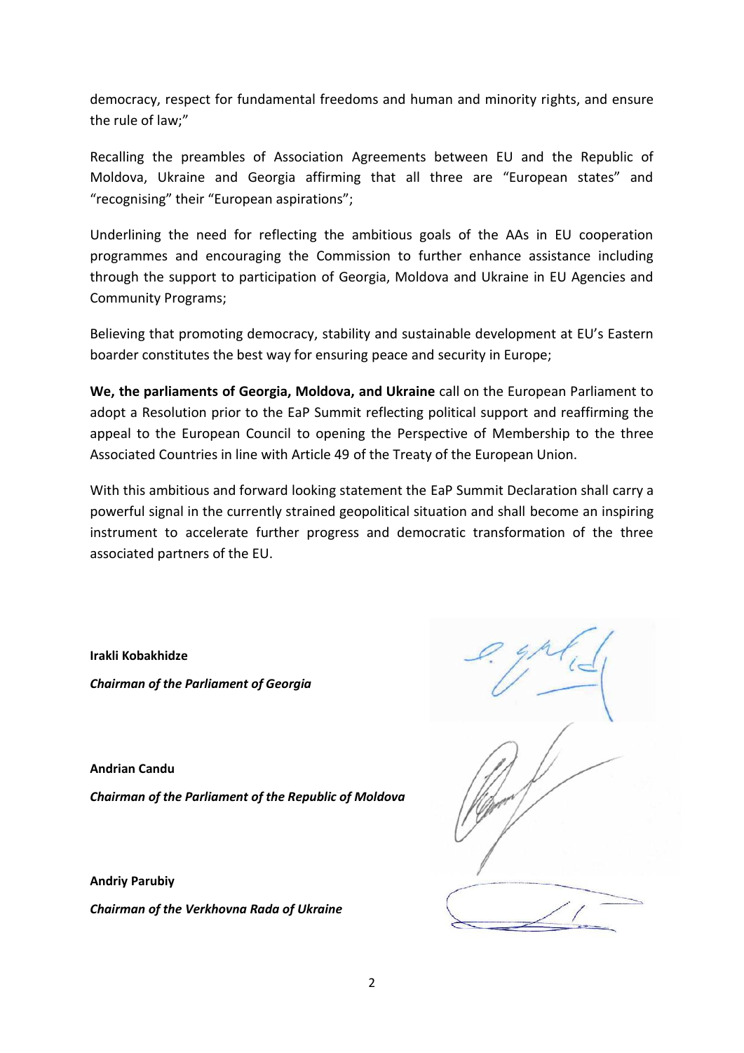democracy, respect for fundamental freedoms and human and minority rights, and ensure the rule of law;"

Recalling the preambles of Association Agreements between EU and the Republic of Moldova, Ukraine and Georgia affirming that all three are "European states" and "recognising" their "European aspirations";

Underlining the need for reflecting the ambitious goals of the AAs in EU cooperation programmes and encouraging the Commission to further enhance assistance including through the support to participation of Georgia, Moldova and Ukraine in EU Agencies and Community Programs;

Believing that promoting democracy, stability and sustainable development at EU's Eastern boarder constitutes the best way for ensuring peace and security in Europe;

**We, the parliaments of Georgia, Moldova, and Ukraine** call on the European Parliament to adopt a Resolution prior to the EaP Summit reflecting political support and reaffirming the appeal to the European Council to opening the Perspective of Membership to the three Associated Countries in line with Article 49 of the Treaty of the European Union.

With this ambitious and forward looking statement the EaP Summit Declaration shall carry a powerful signal in the currently strained geopolitical situation and shall become an inspiring instrument to accelerate further progress and democratic transformation of the three associated partners of the EU.

**Irakli Kobakhidze**
***Chairman of the Parliament of Georgia***

**Andrian Candu**
***Chairman of the Parliament of the Republic of Moldova***

**Andriy Parubiy**
***Chairman of the Verkhovna Rada of Ukraine***